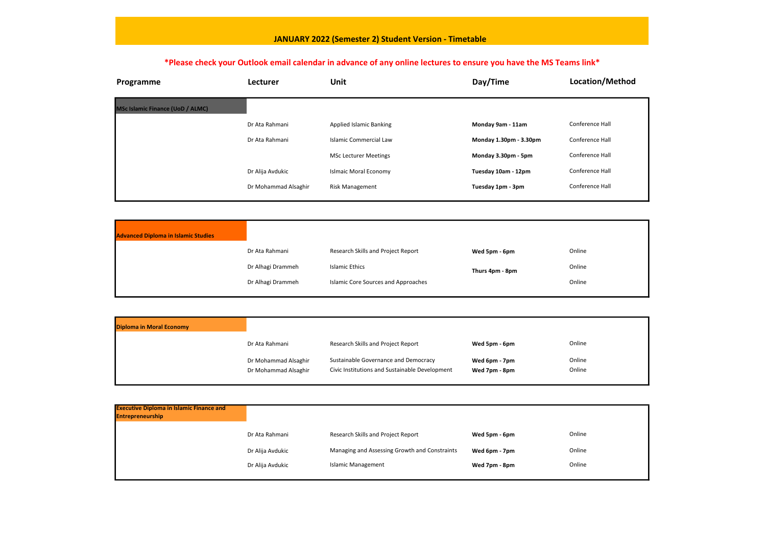# JANUARY 2022 (Semester 2) Student Version - Timetable

**\*Please check your Outlook email calendar in advance of any online lectures to ensure you have the MS Teams link\***

| Programme | Lecturer | Unit | Day/Time | Location/Method |
|---|---|---|---|---|
| **MSc Islamic Finance (UoD / ALMC)** | | | | |
| | Dr Ata Rahmani | Applied Islamic Banking | **Monday 9am - 11am** | Conference Hall |
| | Dr Ata Rahmani | Islamic Commercial Law | **Monday 1.30pm - 3.30pm** | Conference Hall |
| | | MSc Lecturer Meetings | **Monday 3.30pm - 5pm** | Conference Hall |
| | Dr Alija Avdukic | Islmaic Moral Economy | **Tuesday 10am - 12pm** | Conference Hall |
| | Dr Mohammad Alsaghir | Risk Management | **Tuesday 1pm - 3pm** | Conference Hall |
| **Advanced Diploma in Islamic Studies** | | | | |
| | Dr Ata Rahmani | Research Skills and Project Report | **Wed 5pm - 6pm** | Online |
| | Dr Alhagi Drammeh | Islamic Ethics | **Thurs 4pm - 8pm** | Online |
| | Dr Alhagi Drammeh | Islamic Core Sources and Approaches | | Online |
| **Diploma in Moral Economy** | | | | |
| | Dr Ata Rahmani | Research Skills and Project Report | **Wed 5pm - 6pm** | Online |
| | Dr Mohammad Alsaghir | Sustainable Governance and Democracy | **Wed 6pm - 7pm** | Online |
| | Dr Mohammad Alsaghir | Civic Institutions and Sustainable Development | **Wed 7pm - 8pm** | Online |
| **Executive Diploma in Islamic Finance and Entrepreneurship** | | | | |
| | Dr Ata Rahmani | Research Skills and Project Report | **Wed 5pm - 6pm** | Online |
| | Dr Alija Avdukic | Managing and Assessing Growth and Constraints | **Wed 6pm - 7pm** | Online |
| | Dr Alija Avdukic | Islamic Management | **Wed 7pm - 8pm** | Online |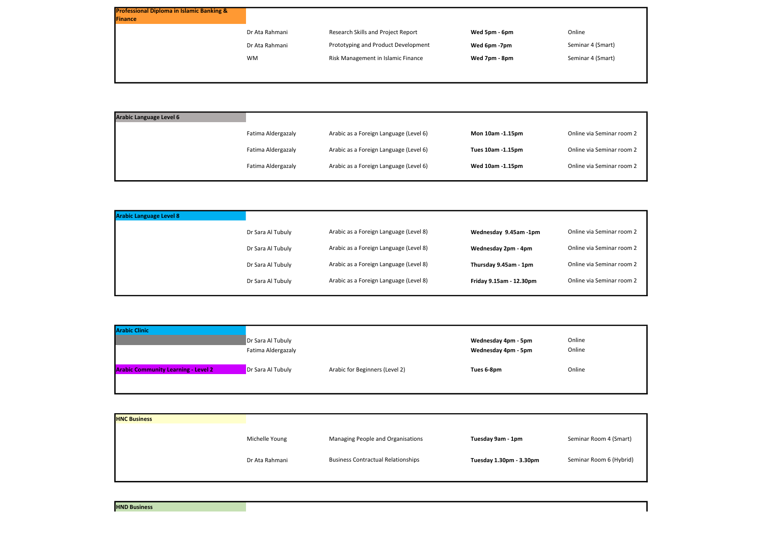## Professional Diploma in Islamic Banking & Finance

| Tutor | Module | Time | Room |
|---|---|---|---|
| Dr Ata Rahmani | Research Skills and Project Report | **Wed 5pm - 6pm** | Online |
| Dr Ata Rahmani | Prototyping and Product Development | **Wed 6pm -7pm** | Seminar 4 (Smart) |
| WM | Risk Management in Islamic Finance | **Wed 7pm - 8pm** | Seminar 4 (Smart) |

## Arabic Language Level 6

| Tutor | Module | Time | Room |
|---|---|---|---|
| Fatima Aldergazaly | Arabic as a Foreign Language (Level 6) | **Mon 10am -1.15pm** | Online via Seminar room 2 |
| Fatima Aldergazaly | Arabic as a Foreign Language (Level 6) | **Tues 10am -1.15pm** | Online via Seminar room 2 |
| Fatima Aldergazaly | Arabic as a Foreign Language (Level 6) | **Wed 10am -1.15pm** | Online via Seminar room 2 |

## Arabic Language Level 8

| Tutor | Module | Time | Room |
|---|---|---|---|
| Dr Sara Al Tubuly | Arabic as a Foreign Language (Level 8) | **Wednesday 9.45am -1pm** | Online via Seminar room 2 |
| Dr Sara Al Tubuly | Arabic as a Foreign Language (Level 8) | **Wednesday 2pm - 4pm** | Online via Seminar room 2 |
| Dr Sara Al Tubuly | Arabic as a Foreign Language (Level 8) | **Thursday 9.45am - 1pm** | Online via Seminar room 2 |
| Dr Sara Al Tubuly | Arabic as a Foreign Language (Level 8) | **Friday 9.15am - 12.30pm** | Online via Seminar room 2 |

## Arabic Clinic

| Tutor | Module | Time | Room |
|---|---|---|---|
| Dr Sara Al Tubuly | | **Wednesday 4pm - 5pm** | Online |
| Fatima Aldergazaly | | **Wednesday 4pm - 5pm** | Online |

## Arabic Community Learning - Level 2

| Tutor | Module | Time | Room |
|---|---|---|---|
| Dr Sara Al Tubuly | Arabic for Beginners (Level 2) | **Tues 6-8pm** | Online |

## HNC Business

| Tutor | Module | Time | Room |
|---|---|---|---|
| Michelle Young | Managing People and Organisations | **Tuesday 9am - 1pm** | Seminar Room 4 (Smart) |
| Dr Ata Rahmani | Business Contractual Relationships | **Tuesday 1.30pm - 3.30pm** | Seminar Room 6 (Hybrid) |

## HND Business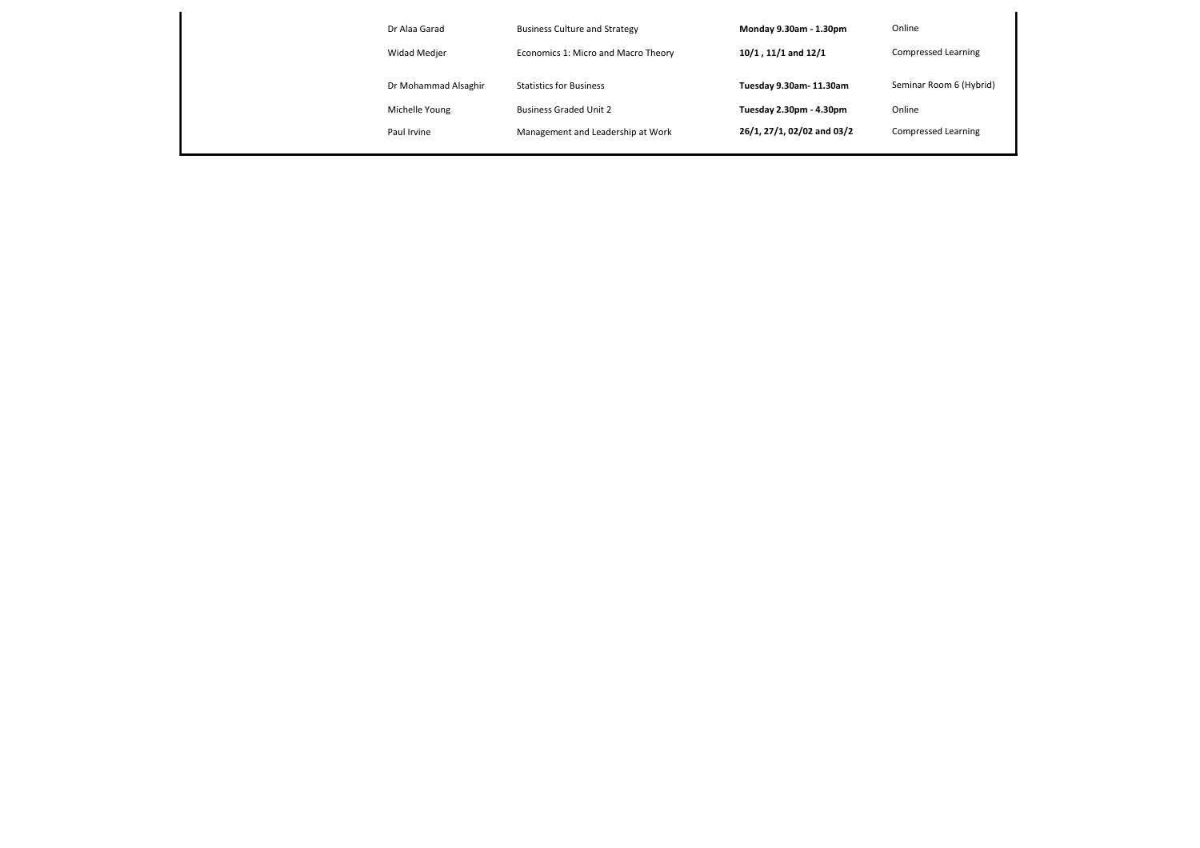| | | | |
|---|---|---|---|
| Dr Alaa Garad | Business Culture and Strategy | **Monday 9.30am - 1.30pm** | Online |
| Widad Medjer | Economics 1: Micro and Macro Theory | **10/1 , 11/1 and 12/1** | Compressed Learning |
| Dr Mohammad Alsaghir | Statistics for Business | **Tuesday 9.30am- 11.30am** | Seminar Room 6 (Hybrid) |
| Michelle Young | Business Graded Unit 2 | **Tuesday 2.30pm - 4.30pm** | Online |
| Paul Irvine | Management and Leadership at Work | **26/1, 27/1, 02/02 and 03/2** | Compressed Learning |